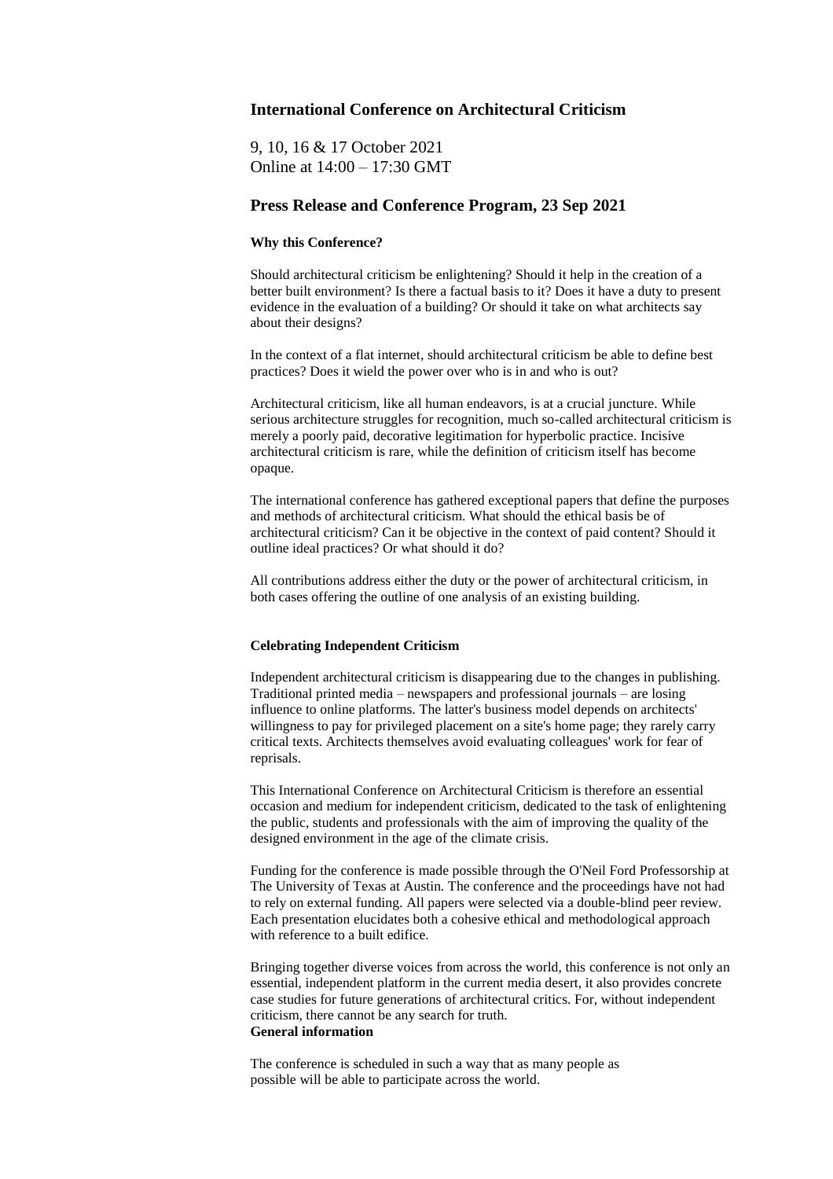# International Conference on Architectural Criticism

9, 10, 16 & 17 October 2021
Online at 14:00 – 17:30 GMT

## Press Release and Conference Program, 23 Sep 2021

### Why this Conference?

Should architectural criticism be enlightening? Should it help in the creation of a better built environment? Is there a factual basis to it? Does it have a duty to present evidence in the evaluation of a building? Or should it take on what architects say about their designs?

In the context of a flat internet, should architectural criticism be able to define best practices? Does it wield the power over who is in and who is out?

Architectural criticism, like all human endeavors, is at a crucial juncture. While serious architecture struggles for recognition, much so-called architectural criticism is merely a poorly paid, decorative legitimation for hyperbolic practice. Incisive architectural criticism is rare, while the definition of criticism itself has become opaque.

The international conference has gathered exceptional papers that define the purposes and methods of architectural criticism. What should the ethical basis be of architectural criticism? Can it be objective in the context of paid content? Should it outline ideal practices? Or what should it do?

All contributions address either the duty or the power of architectural criticism, in both cases offering the outline of one analysis of an existing building.

### Celebrating Independent Criticism

Independent architectural criticism is disappearing due to the changes in publishing. Traditional printed media – newspapers and professional journals – are losing influence to online platforms. The latter's business model depends on architects' willingness to pay for privileged placement on a site's home page; they rarely carry critical texts. Architects themselves avoid evaluating colleagues' work for fear of reprisals.

This International Conference on Architectural Criticism is therefore an essential occasion and medium for independent criticism, dedicated to the task of enlightening the public, students and professionals with the aim of improving the quality of the designed environment in the age of the climate crisis.

Funding for the conference is made possible through the O'Neil Ford Professorship at The University of Texas at Austin. The conference and the proceedings have not had to rely on external funding. All papers were selected via a double-blind peer review. Each presentation elucidates both a cohesive ethical and methodological approach with reference to a built edifice.

Bringing together diverse voices from across the world, this conference is not only an essential, independent platform in the current media desert, it also provides concrete case studies for future generations of architectural critics. For, without independent criticism, there cannot be any search for truth.

### General information

The conference is scheduled in such a way that as many people as possible will be able to participate across the world.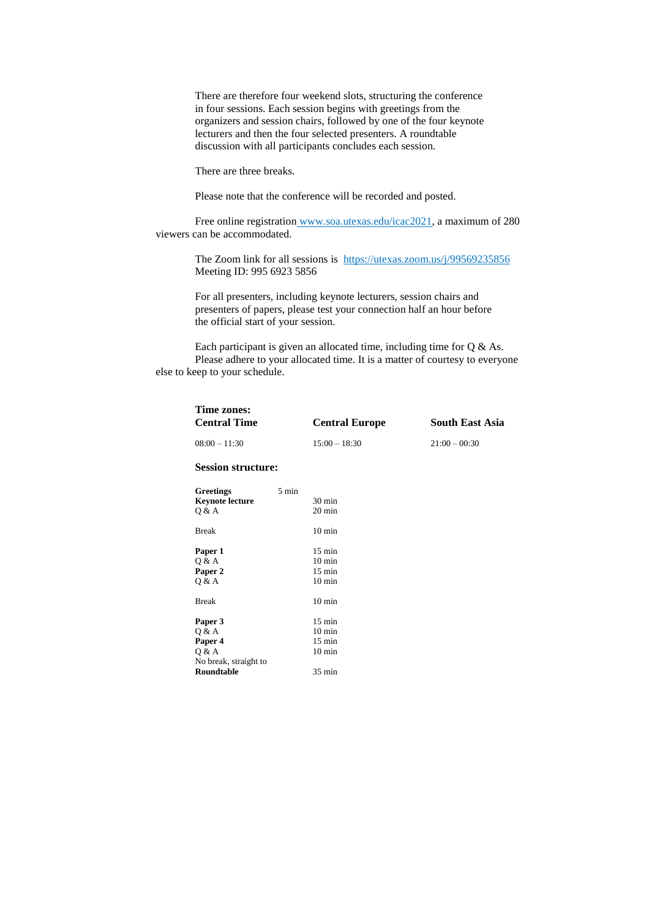There are therefore four weekend slots, structuring the conference in four sessions. Each session begins with greetings from the organizers and session chairs, followed by one of the four keynote lecturers and then the four selected presenters. A roundtable discussion with all participants concludes each session.

There are three breaks.

Please note that the conference will be recorded and posted.

Free online registration [www.soa.utexas.edu/icac2021](http://www.soa.utexas.edu/icac2021), a maximum of 280 viewers can be accommodated.

The Zoom link for all sessions is [https://utexas.zoom.us/j/99569235856](https://utexas.zoom.us/j/99569235856)
Meeting ID: 995 6923 5856

For all presenters, including keynote lecturers, session chairs and presenters of papers, please test your connection half an hour before the official start of your session.

Each participant is given an allocated time, including time for Q & As. Please adhere to your allocated time. It is a matter of courtesy to everyone else to keep to your schedule.

**Time zones:**

| **Central Time** | **Central Europe** | **South East Asia** |
|---|---|---|
| 08:00 – 11:30 | 15:00 – 18:30 | 21:00 – 00:30 |

**Session structure:**

| | |
|---|---|
| **Greetings** | 5 min |
| **Keynote lecture** | 30 min |
| Q & A | 20 min |
| | |
| Break | 10 min |
| | |
| **Paper 1** | 15 min |
| Q & A | 10 min |
| **Paper 2** | 15 min |
| Q & A | 10 min |
| | |
| Break | 10 min |
| | |
| **Paper 3** | 15 min |
| Q & A | 10 min |
| **Paper 4** | 15 min |
| Q & A | 10 min |
| No break, straight to | |
| **Roundtable** | 35 min |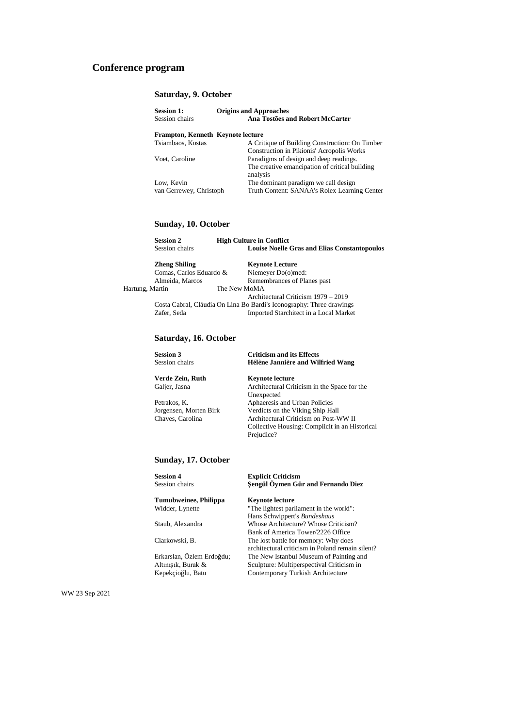## Conference program

### Saturday, 9. October

**Session 1:** **Origins and Approaches**
Session chairs **Ana Tostões and Robert McCarter**

| | |
|---|---|
| **Frampton, Kenneth** | **Keynote lecture** |
| Tsiambaos, Kostas | A Critique of Building Construction: On Timber Construction in Pikionis' Acropolis Works |
| Voet, Caroline | Paradigms of design and deep readings. The creative emancipation of critical building analysis |
| Low, Kevin | The dominant paradigm we call design |
| van Gerrewey, Christoph | Truth Content: SANAA's Rolex Learning Center |

### Sunday, 10. October

**Session 2** **High Culture in Conflict**
Session chairs **Louise Noelle Gras and Elias Constantopoulos**

| | |
|---|---|
| **Zheng Shiling** | **Keynote Lecture** |
| Comas, Carlos Eduardo & Almeida, Marcos | Niemeyer Do(o)med: Remembrances of Planes past |
| Hartung, Martin | The New MoMA – Architectural Criticism 1979 – 2019 |
| Costa Cabral, Cláudia | On Lina Bo Bardi's Iconography: Three drawings |
| Zafer, Seda | Imported Starchitect in a Local Market |

### Saturday, 16. October

**Session 3** **Criticism and its Effects**
Session chairs **Hélène Jannière and Wilfried Wang**

| | |
|---|---|
| **Verde Zein, Ruth** | **Keynote lecture** |
| Galjer, Jasna | Architectural Criticism in the Space for the Unexpected |
| Petrakos, K. | Aphaeresis and Urban Policies |
| Jorgensen, Morten Birk | Verdicts on the Viking Ship Hall |
| Chaves, Carolina | Architectural Criticism on Post-WW II Collective Housing: Complicit in an Historical Prejudice? |

### Sunday, 17. October

**Session 4** **Explicit Criticism**
Session chairs **Şengül Öymen Gür and Fernando Diez**

| | |
|---|---|
| **Tumubweinee, Philippa** | **Keynote lecture** |
| Widder, Lynette | "The lightest parliament in the world": Hans Schwippert's *Bundeshaus* |
| Staub, Alexandra | Whose Architecture? Whose Criticism? Bank of America Tower/2226 Office |
| Ciarkowski, B. | The lost battle for memory: Why does architectural criticism in Poland remain silent? |
| Erkarslan, Özlem Erdoğdu; Altınışık, Burak & Kepekçioğlu, Batu | The New Istanbul Museum of Painting and Sculpture: Multiperspectival Criticism in Contemporary Turkish Architecture |

WW 23 Sep 2021